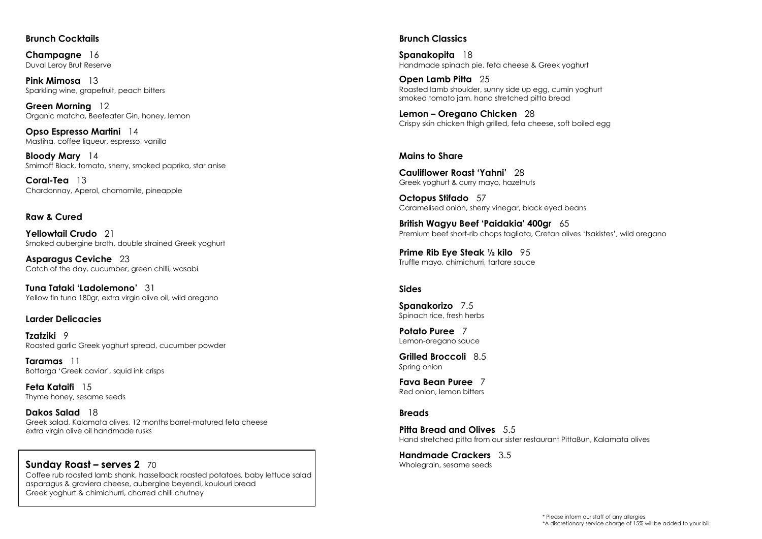## Brunch Cocktails

**Champagne** 16
Duval Leroy Brut Reserve

**Pink Mimosa** 13
Sparkling wine, grapefruit, peach bitters

**Green Morning** 12
Organic matcha, Beefeater Gin, honey, lemon

**Opso Espresso Martini** 14
Mastiha, coffee liqueur, espresso, vanilla

**Bloody Mary** 14
Smirnoff Black, tomato, sherry, smoked paprika, star anise

**Coral-Tea** 13
Chardonnay, Aperol, chamomile, pineapple

## Raw & Cured

**Yellowtail Crudo** 21
Smoked aubergine broth, double strained Greek yoghurt

**Asparagus Ceviche** 23
Catch of the day, cucumber, green chilli, wasabi

**Tuna Tataki 'Ladolemono'** 31
Yellow fin tuna 180gr, extra virgin olive oil, wild oregano

## Larder Delicacies

**Tzatziki** 9
Roasted garlic Greek yoghurt spread, cucumber powder

**Taramas** 11
Bottarga 'Greek caviar', squid ink crisps

**Feta Kataifi** 15
Thyme honey, sesame seeds

**Dakos Salad** 18
Greek salad, Kalamata olives, 12 months barrel-matured feta cheese
extra virgin olive oil handmade rusks

## Sunday Roast – serves 2 70

Coffee rub roasted lamb shank, hasselback roasted potatoes, baby lettuce salad
asparagus & graviera cheese, aubergine beyendi, koulouri bread
Greek yoghurt & chimichurri, charred chilli chutney

## Brunch Classics

**Spanakopita** 18
Handmade spinach pie, feta cheese & Greek yoghurt

**Open Lamb Pitta** 25
Roasted lamb shoulder, sunny side up egg, cumin yoghurt
smoked tomato jam, hand stretched pitta bread

**Lemon – Oregano Chicken** 28
Crispy skin chicken thigh grilled, feta cheese, soft boiled egg

## Mains to Share

**Cauliflower Roast 'Yahni'** 28
Greek yoghurt & curry mayo, hazelnuts

**Octopus Stifado** 57
Caramelised onion, sherry vinegar, black eyed beans

**British Wagyu Beef 'Paidakia' 400gr** 65
Premium beef short-rib chops tagliata, Cretan olives 'tsakistes', wild oregano

**Prime Rib Eye Steak ½ kilo** 95
Truffle mayo, chimichurri, tartare sauce

## Sides

**Spanakorizo** 7.5
Spinach rice, fresh herbs

**Potato Puree** 7
Lemon-oregano sauce

**Grilled Broccoli** 8.5
Spring onion

**Fava Bean Puree** 7
Red onion, lemon bitters

## Breads

**Pitta Bread and Olives** 5.5
Hand stretched pitta from our sister restaurant PittaBun, Kalamata olives

**Handmade Crackers** 3.5
Wholegrain, sesame seeds

\* Please inform our staff of any allergies
\*A discretionary service charge of 15% will be added to your bill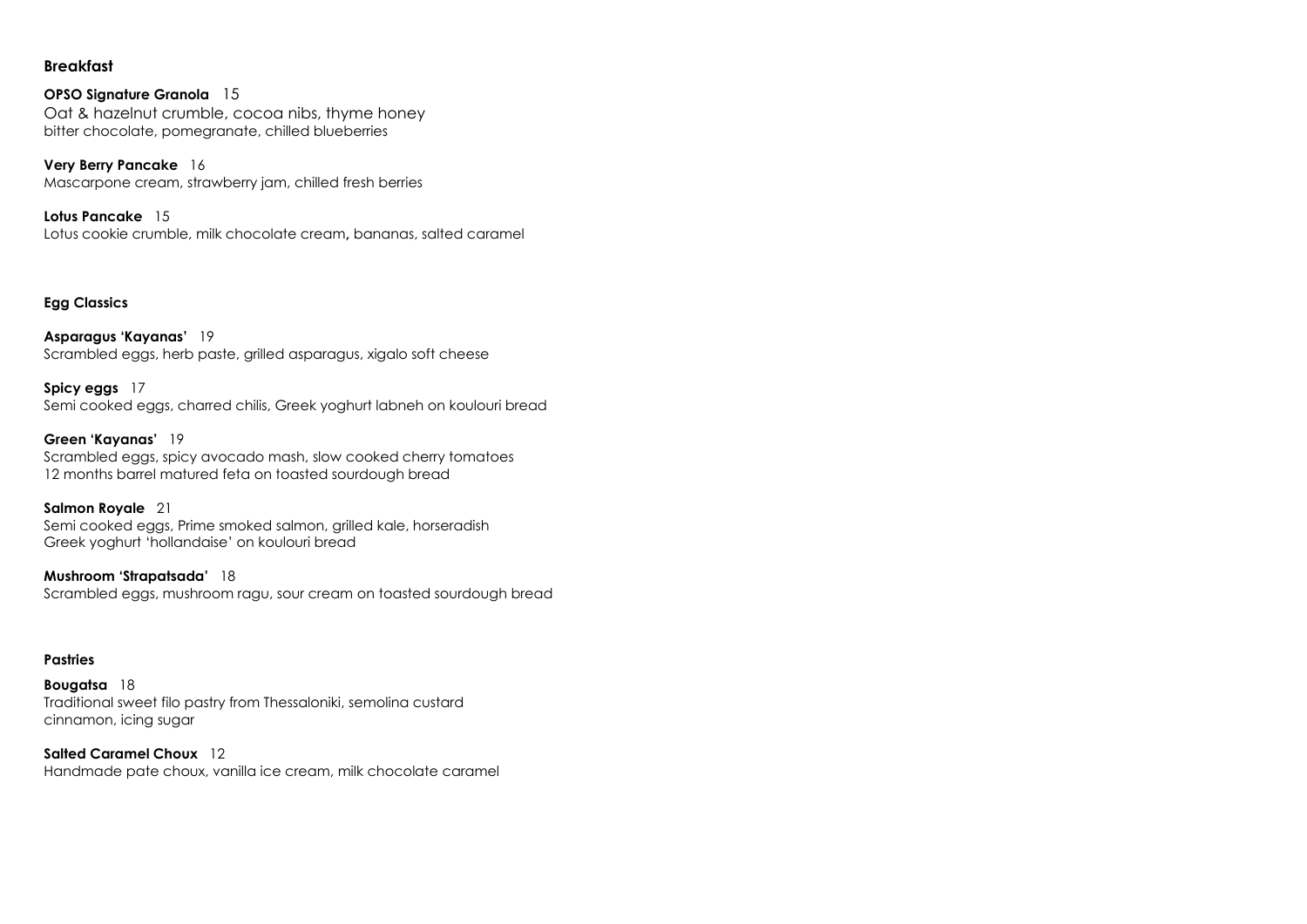## Breakfast

**OPSO Signature Granola** 15
Oat & hazelnut crumble, cocoa nibs, thyme honey
bitter chocolate, pomegranate, chilled blueberries

**Very Berry Pancake** 16
Mascarpone cream, strawberry jam, chilled fresh berries

**Lotus Pancake** 15
Lotus cookie crumble, milk chocolate cream**,** bananas, salted caramel

## Egg Classics

**Asparagus 'Kayanas'** 19
Scrambled eggs, herb paste, grilled asparagus, xigalo soft cheese

**Spicy eggs** 17
Semi cooked eggs, charred chilis, Greek yoghurt labneh on koulouri bread

**Green 'Kayanas'** 19
Scrambled eggs, spicy avocado mash, slow cooked cherry tomatoes
12 months barrel matured feta on toasted sourdough bread

**Salmon Royale** 21
Semi cooked eggs, Prime smoked salmon, grilled kale, horseradish
Greek yoghurt 'hollandaise' on koulouri bread

**Mushroom 'Strapatsada'** 18
Scrambled eggs, mushroom ragu, sour cream on toasted sourdough bread

## Pastries

**Bougatsa** 18
Traditional sweet filo pastry from Thessaloniki, semolina custard
cinnamon, icing sugar

**Salted Caramel Choux** 12
Handmade pate choux, vanilla ice cream, milk chocolate caramel